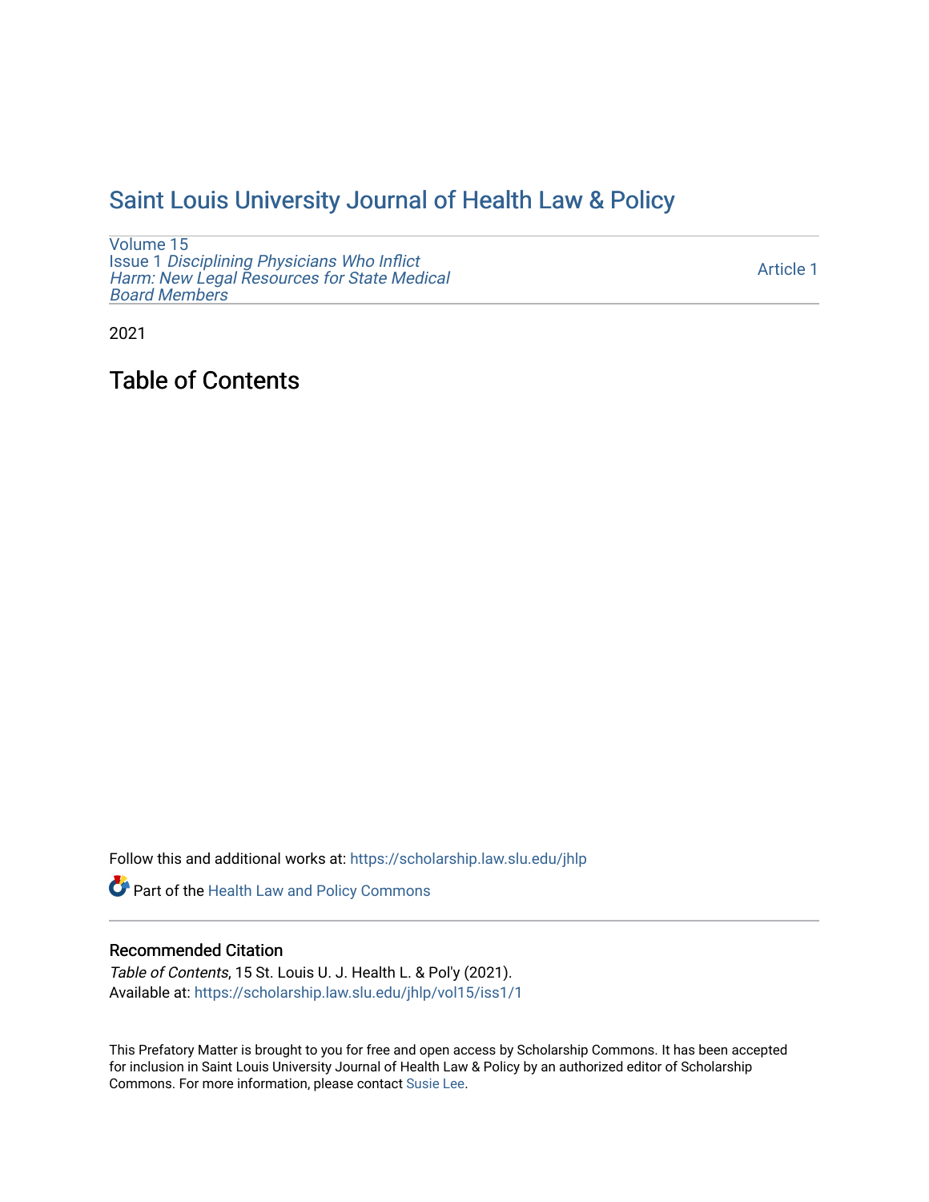# Saint Louis University Journal of Health Law & Policy

Volume 15
Issue 1 *Disciplining Physicians Who Inflict Harm: New Legal Resources for State Medical Board Members*

Article 1

2021

## Table of Contents

Follow this and additional works at: https://scholarship.law.slu.edu/jhlp

Part of the Health Law and Policy Commons

### Recommended Citation

*Table of Contents*, 15 St. Louis U. J. Health L. & Pol'y (2021).
Available at: https://scholarship.law.slu.edu/jhlp/vol15/iss1/1

This Prefatory Matter is brought to you for free and open access by Scholarship Commons. It has been accepted for inclusion in Saint Louis University Journal of Health Law & Policy by an authorized editor of Scholarship Commons. For more information, please contact Susie Lee.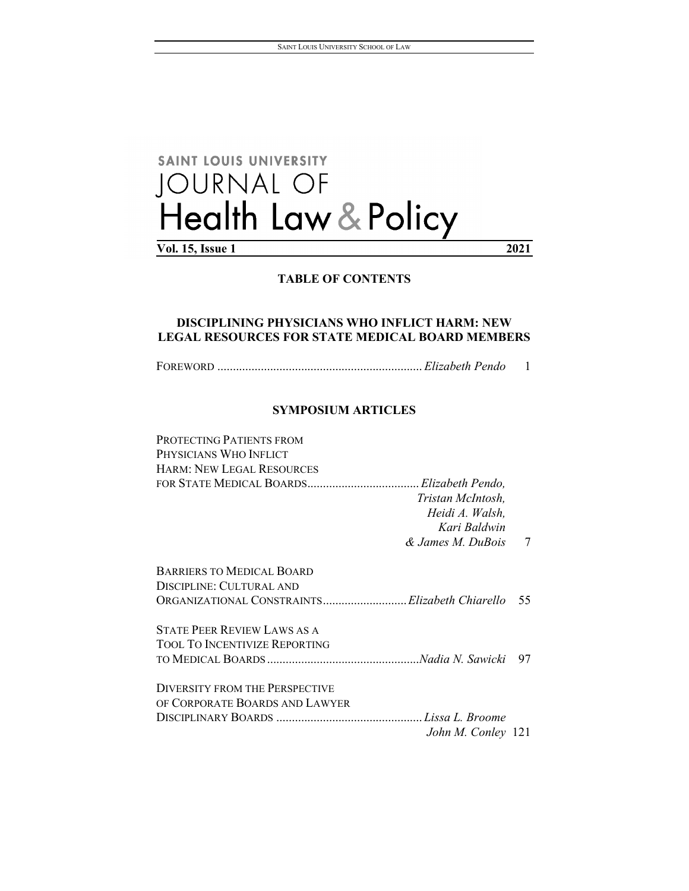# SAINT LOUIS UNIVERSITY JOURNAL OF Health Law & Policy

**Vol. 15, Issue 1** **2021**

## TABLE OF CONTENTS

### DISCIPLINING PHYSICIANS WHO INFLICT HARM: NEW LEGAL RESOURCES FOR STATE MEDICAL BOARD MEMBERS

FOREWORD .................................................................. *Elizabeth Pendo* 1

### SYMPOSIUM ARTICLES

PROTECTING PATIENTS FROM PHYSICIANS WHO INFLICT HARM: NEW LEGAL RESOURCES FOR STATE MEDICAL BOARDS .................................... *Elizabeth Pendo, Tristan McIntosh, Heidi A. Walsh, Kari Baldwin & James M. DuBois* 7

BARRIERS TO MEDICAL BOARD DISCIPLINE: CULTURAL AND ORGANIZATIONAL CONSTRAINTS........................... *Elizabeth Chiarello* 55

STATE PEER REVIEW LAWS AS A TOOL TO INCENTIVIZE REPORTING TO MEDICAL BOARDS ................................................. *Nadia N. Sawicki* 97

DIVERSITY FROM THE PERSPECTIVE OF CORPORATE BOARDS AND LAWYER DISCIPLINARY BOARDS ............................................... *Lissa L. Broome John M. Conley* 121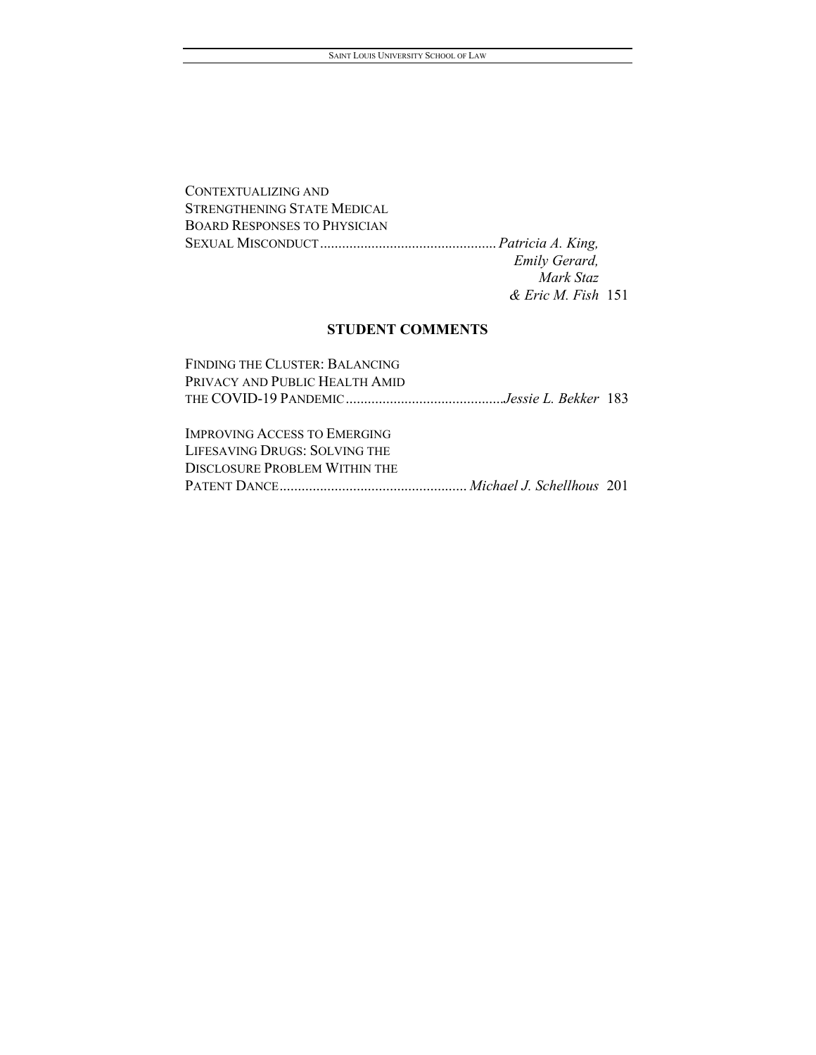CONTEXTUALIZING AND STRENGTHENING STATE MEDICAL BOARD RESPONSES TO PHYSICIAN SEXUAL MISCONDUCT ................................................ *Patricia A. King, Emily Gerard, Mark Staz & Eric M. Fish* 151

## STUDENT COMMENTS

FINDING THE CLUSTER: BALANCING PRIVACY AND PUBLIC HEALTH AMID THE COVID-19 PANDEMIC ........................................... *Jessie L. Bekker* 183

IMPROVING ACCESS TO EMERGING LIFESAVING DRUGS: SOLVING THE DISCLOSURE PROBLEM WITHIN THE PATENT DANCE ................................................... *Michael J. Schellhous* 201